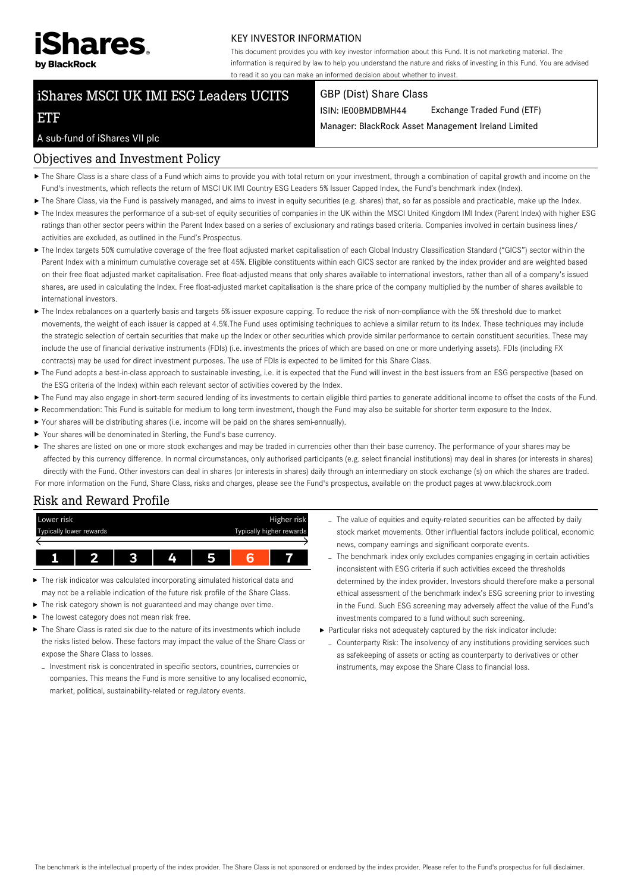iShares by BlackRock

KEY INVESTOR INFORMATION

This document provides you with key investor information about this Fund. It is not marketing material. The information is required by law to help you understand the nature and risks of investing in this Fund. You are advised to read it so you can make an informed decision about whether to invest.

# iShares MSCI UK IMI ESG Leaders UCITS ETF

A sub-fund of iShares VII plc

GBP (Dist) Share Class

ISIN: IE00BMDBMH44 Exchange Traded Fund (ETF)

Manager: BlackRock Asset Management Ireland Limited

## Objectives and Investment Policy

- The Share Class is a share class of a Fund which aims to provide you with total return on your investment, through a combination of capital growth and income on the Fund's investments, which reflects the return of MSCI UK IMI Country ESG Leaders 5% Issuer Capped Index, the Fund's benchmark index (Index).
- The Share Class, via the Fund is passively managed, and aims to invest in equity securities (e.g. shares) that, so far as possible and practicable, make up the Index.
- The Index measures the performance of a sub-set of equity securities of companies in the UK within the MSCI United Kingdom IMI Index (Parent Index) with higher ESG ratings than other sector peers within the Parent Index based on a series of exclusionary and ratings based criteria. Companies involved in certain business lines/ activities are excluded, as outlined in the Fund's Prospectus.
- The Index targets 50% cumulative coverage of the free float adjusted market capitalisation of each Global Industry Classification Standard ("GICS") sector within the Parent Index with a minimum cumulative coverage set at 45%. Eligible constituents within each GICS sector are ranked by the index provider and are weighted based on their free float adjusted market capitalisation. Free float-adjusted means that only shares available to international investors, rather than all of a company's issued shares, are used in calculating the Index. Free float-adjusted market capitalisation is the share price of the company multiplied by the number of shares available to international investors.
- The Index rebalances on a quarterly basis and targets 5% issuer exposure capping. To reduce the risk of non-compliance with the 5% threshold due to market movements, the weight of each issuer is capped at 4.5%.The Fund uses optimising techniques to achieve a similar return to its Index. These techniques may include the strategic selection of certain securities that make up the Index or other securities which provide similar performance to certain constituent securities. These may include the use of financial derivative instruments (FDIs) (i.e. investments the prices of which are based on one or more underlying assets). FDIs (including FX contracts) may be used for direct investment purposes. The use of FDIs is expected to be limited for this Share Class.
- The Fund adopts a best-in-class approach to sustainable investing, i.e. it is expected that the Fund will invest in the best issuers from an ESG perspective (based on the ESG criteria of the Index) within each relevant sector of activities covered by the Index.
- The Fund may also engage in short-term secured lending of its investments to certain eligible third parties to generate additional income to offset the costs of the Fund.
- Recommendation: This Fund is suitable for medium to long term investment, though the Fund may also be suitable for shorter term exposure to the Index.
- Your shares will be distributing shares (i.e. income will be paid on the shares semi-annually).
- Your shares will be denominated in Sterling, the Fund's base currency.
- The shares are listed on one or more stock exchanges and may be traded in currencies other than their base currency. The performance of your shares may be affected by this currency difference. In normal circumstances, only authorised participants (e.g. select financial institutions) may deal in shares (or interests in shares) directly with the Fund. Other investors can deal in shares (or interests in shares) daily through an intermediary on stock exchange (s) on which the shares are traded.

For more information on the Fund, Share Class, risks and charges, please see the Fund's prospectus, available on the product pages at www.blackrock.com

## Risk and Reward Profile

| Lower risk | | | | | | Higher risk |
|---|---|---|---|---|---|---|
| Typically lower rewards | | | | | | Typically higher rewards |
| 1 | 2 | 3 | 4 | 5 | **6** | 7 |

- The risk indicator was calculated incorporating simulated historical data and may not be a reliable indication of the future risk profile of the Share Class.
- The risk category shown is not guaranteed and may change over time.
- The lowest category does not mean risk free.
- The Share Class is rated six due to the nature of its investments which include the risks listed below. These factors may impact the value of the Share Class or expose the Share Class to losses.
  - Investment risk is concentrated in specific sectors, countries, currencies or companies. This means the Fund is more sensitive to any localised economic, market, political, sustainability-related or regulatory events.
  - The value of equities and equity-related securities can be affected by daily stock market movements. Other influential factors include political, economic news, company earnings and significant corporate events.
  - The benchmark index only excludes companies engaging in certain activities inconsistent with ESG criteria if such activities exceed the thresholds determined by the index provider. Investors should therefore make a personal ethical assessment of the benchmark index's ESG screening prior to investing in the Fund. Such ESG screening may adversely affect the value of the Fund's investments compared to a fund without such screening.
- Particular risks not adequately captured by the risk indicator include:
  - Counterparty Risk: The insolvency of any institutions providing services such as safekeeping of assets or acting as counterparty to derivatives or other instruments, may expose the Share Class to financial loss.

The benchmark is the intellectual property of the index provider. The Share Class is not sponsored or endorsed by the index provider. Please refer to the Fund's prospectus for full disclaimer.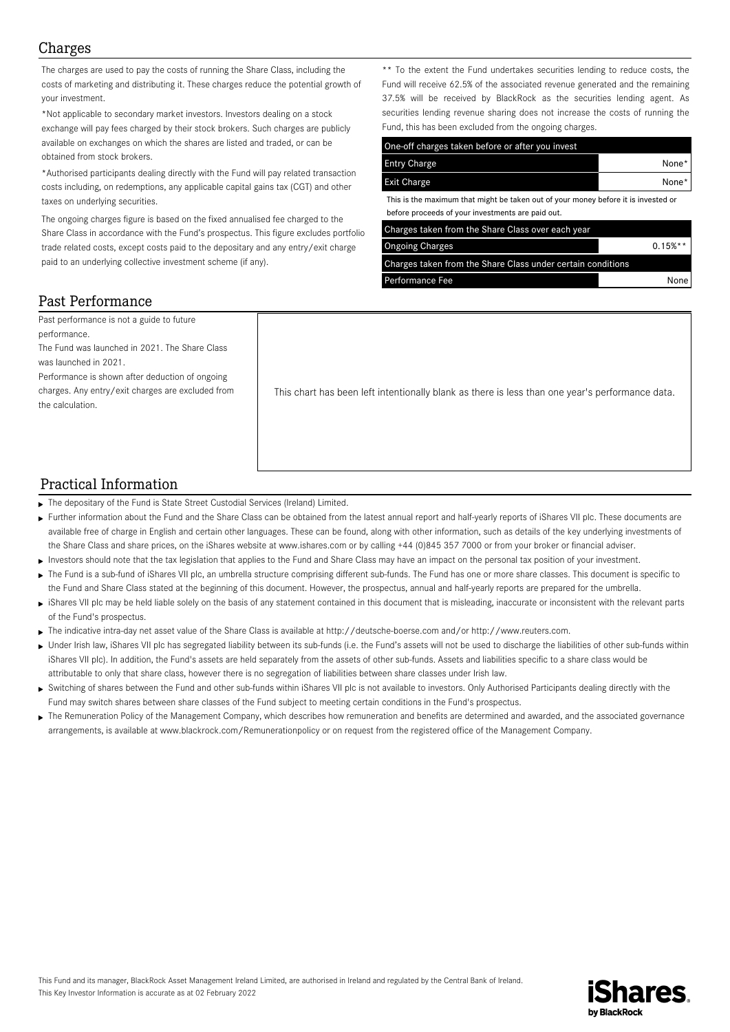## Charges

The charges are used to pay the costs of running the Share Class, including the costs of marketing and distributing it. These charges reduce the potential growth of your investment.

*Not applicable to secondary market investors. Investors dealing on a stock exchange will pay fees charged by their stock brokers. Such charges are publicly available on exchanges on which the shares are listed and traded, or can be obtained from stock brokers.

*Authorised participants dealing directly with the Fund will pay related transaction costs including, on redemptions, any applicable capital gains tax (CGT) and other taxes on underlying securities.

The ongoing charges figure is based on the fixed annualised fee charged to the Share Class in accordance with the Fund's prospectus. This figure excludes portfolio trade related costs, except costs paid to the depositary and any entry/exit charge paid to an underlying collective investment scheme (if any).

** To the extent the Fund undertakes securities lending to reduce costs, the Fund will receive 62.5% of the associated revenue generated and the remaining 37.5% will be received by BlackRock as the securities lending agent. As securities lending revenue sharing does not increase the costs of running the Fund, this has been excluded from the ongoing charges.

| One-off charges taken before or after you invest | |
|---|---|
| Entry Charge | None* |
| Exit Charge | None* |

This is the maximum that might be taken out of your money before it is invested or before proceeds of your investments are paid out.

| Charges taken from the Share Class over each year | |
|---|---|
| Ongoing Charges | 0.15%** |
| **Charges taken from the Share Class under certain conditions** | |
| Performance Fee | None |

## Past Performance

Past performance is not a guide to future performance.

The Fund was launched in 2021. The Share Class was launched in 2021.

Performance is shown after deduction of ongoing charges. Any entry/exit charges are excluded from the calculation.

This chart has been left intentionally blank as there is less than one year's performance data.

## Practical Information

- The depositary of the Fund is State Street Custodial Services (Ireland) Limited.
- Further information about the Fund and the Share Class can be obtained from the latest annual report and half-yearly reports of iShares VII plc. These documents are available free of charge in English and certain other languages. These can be found, along with other information, such as details of the key underlying investments of the Share Class and share prices, on the iShares website at www.ishares.com or by calling +44 (0)845 357 7000 or from your broker or financial adviser.
- Investors should note that the tax legislation that applies to the Fund and Share Class may have an impact on the personal tax position of your investment.
- The Fund is a sub-fund of iShares VII plc, an umbrella structure comprising different sub-funds. The Fund has one or more share classes. This document is specific to the Fund and Share Class stated at the beginning of this document. However, the prospectus, annual and half-yearly reports are prepared for the umbrella.
- iShares VII plc may be held liable solely on the basis of any statement contained in this document that is misleading, inaccurate or inconsistent with the relevant parts of the Fund's prospectus.
- The indicative intra-day net asset value of the Share Class is available at http://deutsche-boerse.com and/or http://www.reuters.com.
- Under Irish law, iShares VII plc has segregated liability between its sub-funds (i.e. the Fund's assets will not be used to discharge the liabilities of other sub-funds within iShares VII plc). In addition, the Fund's assets are held separately from the assets of other sub-funds. Assets and liabilities specific to a share class would be attributable to only that share class, however there is no segregation of liabilities between share classes under Irish law.
- Switching of shares between the Fund and other sub-funds within iShares VII plc is not available to investors. Only Authorised Participants dealing directly with the Fund may switch shares between share classes of the Fund subject to meeting certain conditions in the Fund's prospectus.
- The Remuneration Policy of the Management Company, which describes how remuneration and benefits are determined and awarded, and the associated governance arrangements, is available at www.blackrock.com/Remunerationpolicy or on request from the registered office of the Management Company.

This Fund and its manager, BlackRock Asset Management Ireland Limited, are authorised in Ireland and regulated by the Central Bank of Ireland.
This Key Investor Information is accurate as at 02 February 2022

iShares by BlackRock